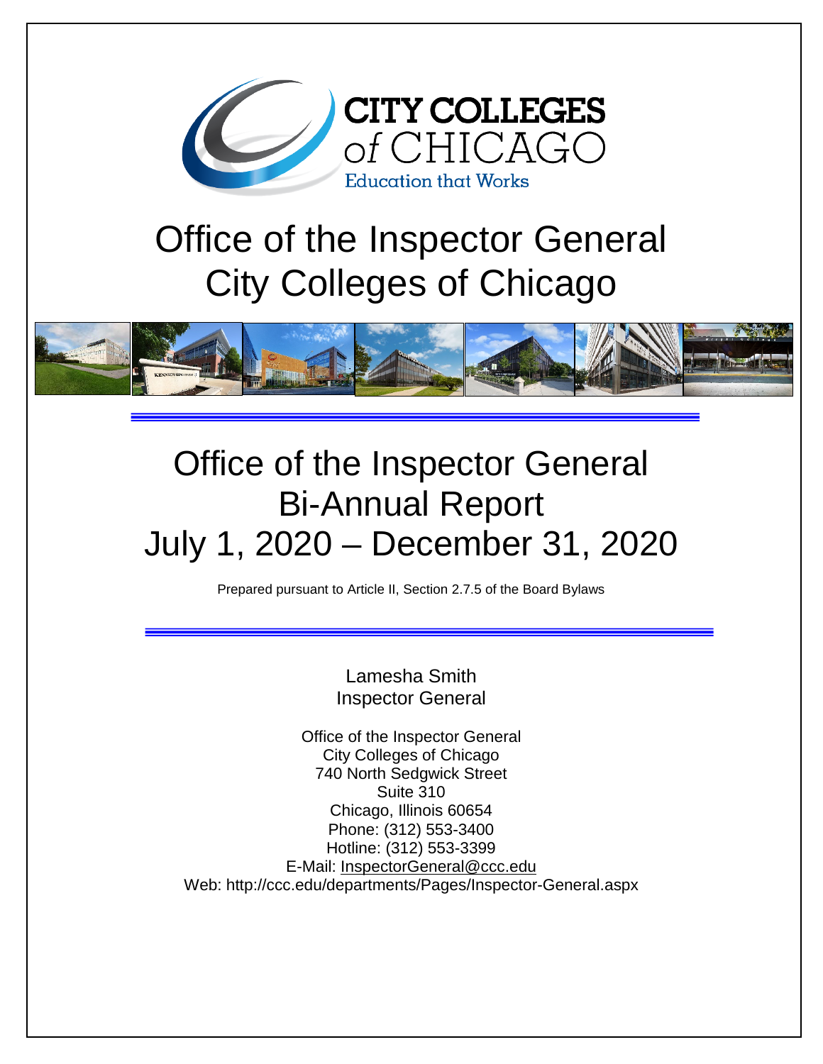CITY COLLEGES of CHICAGO
Education that Works

# Office of the Inspector General
# City Colleges of Chicago

# Office of the Inspector General
# Bi-Annual Report
# July 1, 2020 – December 31, 2020

Prepared pursuant to Article II, Section 2.7.5 of the Board Bylaws

Lamesha Smith
Inspector General

Office of the Inspector General
City Colleges of Chicago
740 North Sedgwick Street
Suite 310
Chicago, Illinois 60654
Phone: (312) 553-3400
Hotline: (312) 553-3399
E-Mail: InspectorGeneral@ccc.edu
Web: http://ccc.edu/departments/Pages/Inspector-General.aspx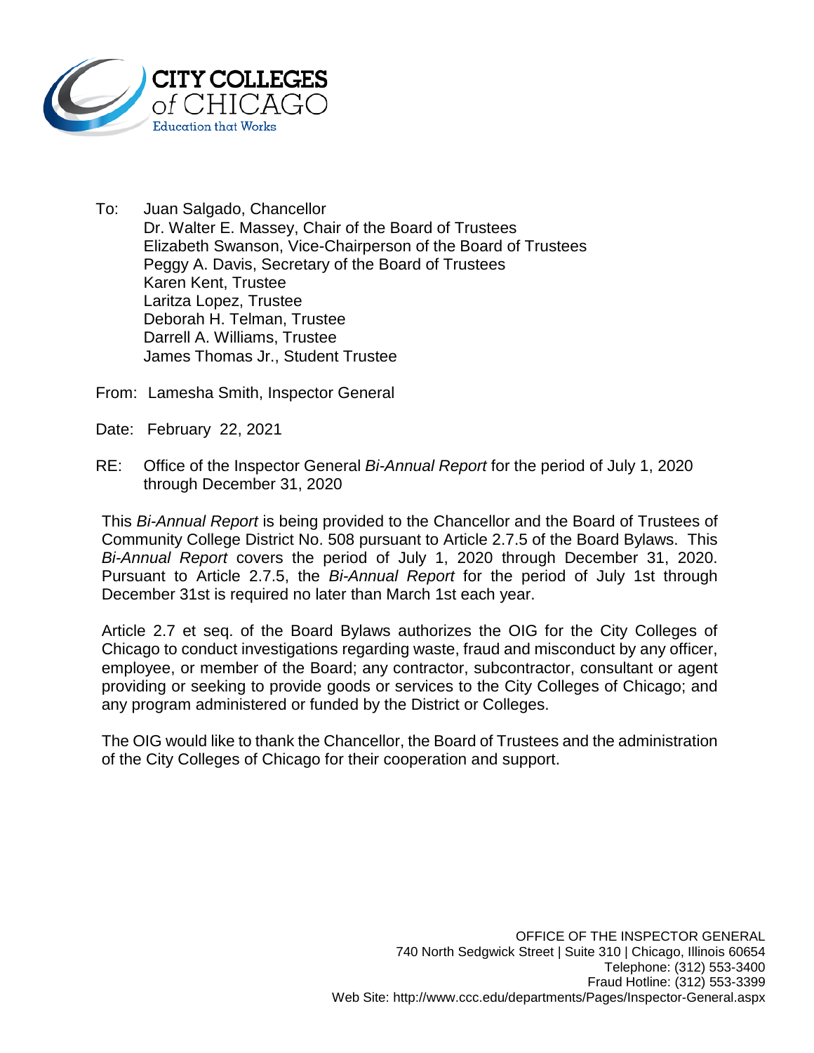**CITY COLLEGES of CHICAGO**
Education that Works

To: Juan Salgado, Chancellor
Dr. Walter E. Massey, Chair of the Board of Trustees
Elizabeth Swanson, Vice-Chairperson of the Board of Trustees
Peggy A. Davis, Secretary of the Board of Trustees
Karen Kent, Trustee
Laritza Lopez, Trustee
Deborah H. Telman, Trustee
Darrell A. Williams, Trustee
James Thomas Jr., Student Trustee

From: Lamesha Smith, Inspector General

Date: February 22, 2021

RE: Office of the Inspector General *Bi-Annual Report* for the period of July 1, 2020 through December 31, 2020

This *Bi-Annual Report* is being provided to the Chancellor and the Board of Trustees of Community College District No. 508 pursuant to Article 2.7.5 of the Board Bylaws. This *Bi-Annual Report* covers the period of July 1, 2020 through December 31, 2020. Pursuant to Article 2.7.5, the *Bi-Annual Report* for the period of July 1st through December 31st is required no later than March 1st each year.

Article 2.7 et seq. of the Board Bylaws authorizes the OIG for the City Colleges of Chicago to conduct investigations regarding waste, fraud and misconduct by any officer, employee, or member of the Board; any contractor, subcontractor, consultant or agent providing or seeking to provide goods or services to the City Colleges of Chicago; and any program administered or funded by the District or Colleges.

The OIG would like to thank the Chancellor, the Board of Trustees and the administration of the City Colleges of Chicago for their cooperation and support.

OFFICE OF THE INSPECTOR GENERAL
740 North Sedgwick Street | Suite 310 | Chicago, Illinois 60654
Telephone: (312) 553-3400
Fraud Hotline: (312) 553-3399
Web Site: http://www.ccc.edu/departments/Pages/Inspector-General.aspx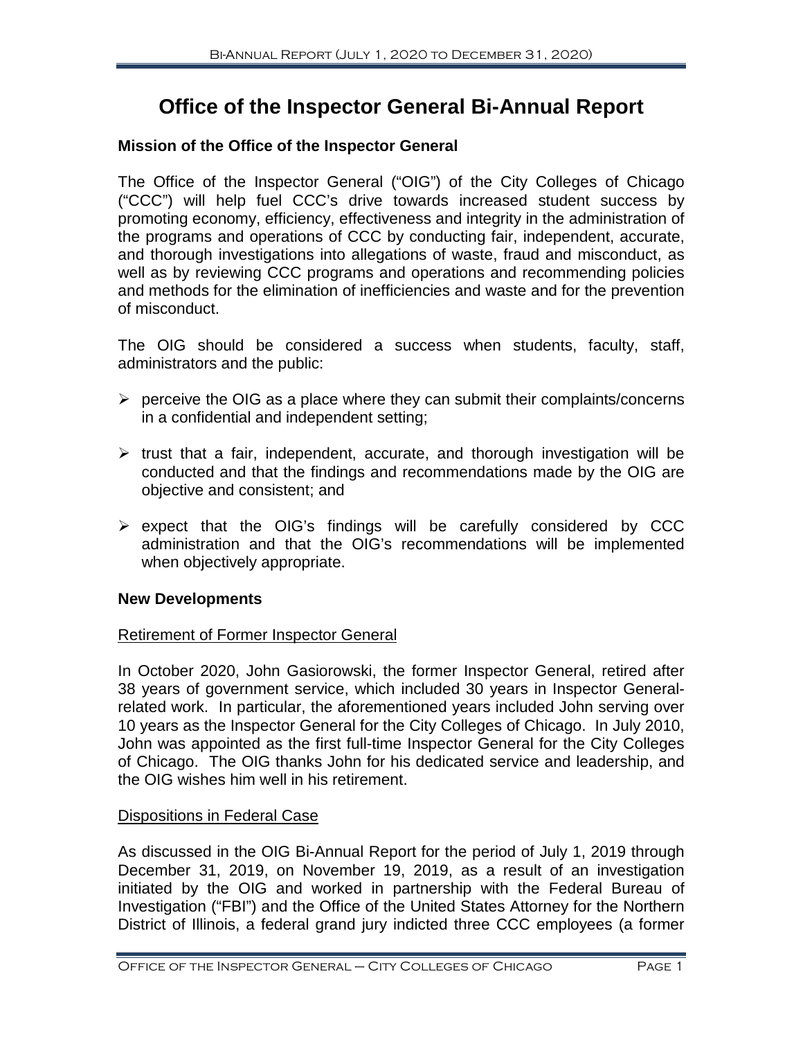# Office of the Inspector General Bi-Annual Report

## Mission of the Office of the Inspector General

The Office of the Inspector General ("OIG") of the City Colleges of Chicago ("CCC") will help fuel CCC's drive towards increased student success by promoting economy, efficiency, effectiveness and integrity in the administration of the programs and operations of CCC by conducting fair, independent, accurate, and thorough investigations into allegations of waste, fraud and misconduct, as well as by reviewing CCC programs and operations and recommending policies and methods for the elimination of inefficiencies and waste and for the prevention of misconduct.

The OIG should be considered a success when students, faculty, staff, administrators and the public:

- perceive the OIG as a place where they can submit their complaints/concerns in a confidential and independent setting;
- trust that a fair, independent, accurate, and thorough investigation will be conducted and that the findings and recommendations made by the OIG are objective and consistent; and
- expect that the OIG's findings will be carefully considered by CCC administration and that the OIG's recommendations will be implemented when objectively appropriate.

## New Developments

### Retirement of Former Inspector General

In October 2020, John Gasiorowski, the former Inspector General, retired after 38 years of government service, which included 30 years in Inspector General-related work. In particular, the aforementioned years included John serving over 10 years as the Inspector General for the City Colleges of Chicago. In July 2010, John was appointed as the first full-time Inspector General for the City Colleges of Chicago. The OIG thanks John for his dedicated service and leadership, and the OIG wishes him well in his retirement.

### Dispositions in Federal Case

As discussed in the OIG Bi-Annual Report for the period of July 1, 2019 through December 31, 2019, on November 19, 2019, as a result of an investigation initiated by the OIG and worked in partnership with the Federal Bureau of Investigation ("FBI") and the Office of the United States Attorney for the Northern District of Illinois, a federal grand jury indicted three CCC employees (a former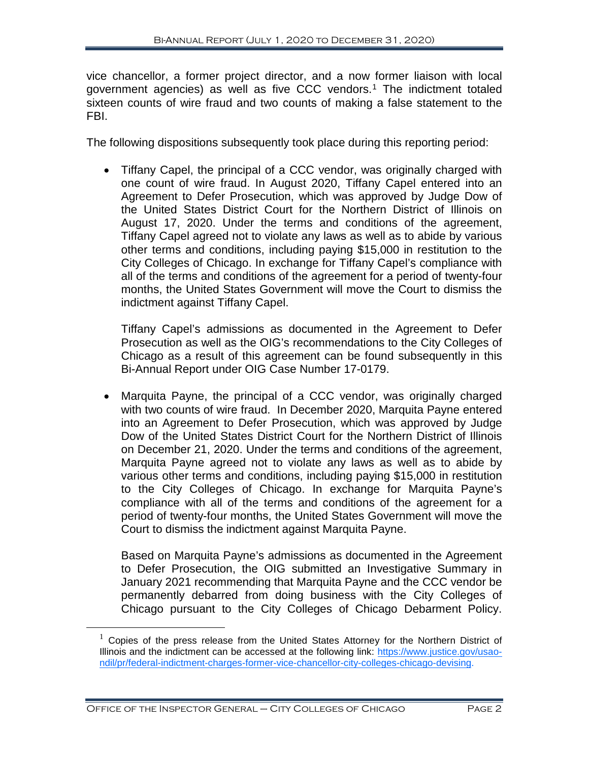vice chancellor, a former project director, and a now former liaison with local government agencies) as well as five CCC vendors.[1] The indictment totaled sixteen counts of wire fraud and two counts of making a false statement to the FBI.

The following dispositions subsequently took place during this reporting period:

- Tiffany Capel, the principal of a CCC vendor, was originally charged with one count of wire fraud. In August 2020, Tiffany Capel entered into an Agreement to Defer Prosecution, which was approved by Judge Dow of the United States District Court for the Northern District of Illinois on August 17, 2020. Under the terms and conditions of the agreement, Tiffany Capel agreed not to violate any laws as well as to abide by various other terms and conditions, including paying $15,000 in restitution to the City Colleges of Chicago. In exchange for Tiffany Capel's compliance with all of the terms and conditions of the agreement for a period of twenty-four months, the United States Government will move the Court to dismiss the indictment against Tiffany Capel.

  Tiffany Capel's admissions as documented in the Agreement to Defer Prosecution as well as the OIG's recommendations to the City Colleges of Chicago as a result of this agreement can be found subsequently in this Bi-Annual Report under OIG Case Number 17-0179.

- Marquita Payne, the principal of a CCC vendor, was originally charged with two counts of wire fraud. In December 2020, Marquita Payne entered into an Agreement to Defer Prosecution, which was approved by Judge Dow of the United States District Court for the Northern District of Illinois on December 21, 2020. Under the terms and conditions of the agreement, Marquita Payne agreed not to violate any laws as well as to abide by various other terms and conditions, including paying $15,000 in restitution to the City Colleges of Chicago. In exchange for Marquita Payne's compliance with all of the terms and conditions of the agreement for a period of twenty-four months, the United States Government will move the Court to dismiss the indictment against Marquita Payne.

  Based on Marquita Payne's admissions as documented in the Agreement to Defer Prosecution, the OIG submitted an Investigative Summary in January 2021 recommending that Marquita Payne and the CCC vendor be permanently debarred from doing business with the City Colleges of Chicago pursuant to the City Colleges of Chicago Debarment Policy.

[1] Copies of the press release from the United States Attorney for the Northern District of Illinois and the indictment can be accessed at the following link: https://www.justice.gov/usao-ndil/pr/federal-indictment-charges-former-vice-chancellor-city-colleges-chicago-devising.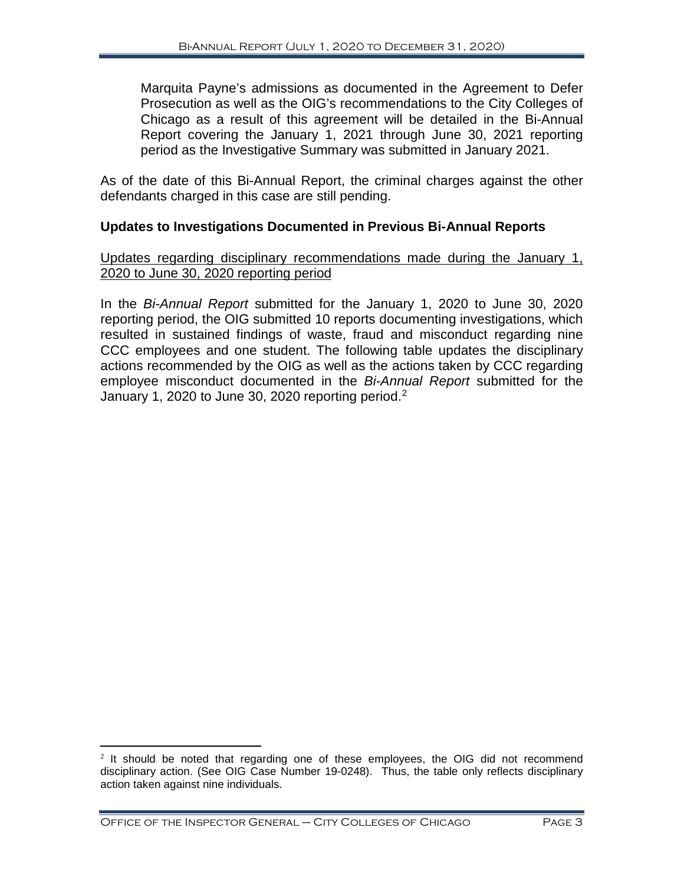Marquita Payne's admissions as documented in the Agreement to Defer Prosecution as well as the OIG's recommendations to the City Colleges of Chicago as a result of this agreement will be detailed in the Bi-Annual Report covering the January 1, 2021 through June 30, 2021 reporting period as the Investigative Summary was submitted in January 2021.

As of the date of this Bi-Annual Report, the criminal charges against the other defendants charged in this case are still pending.

### Updates to Investigations Documented in Previous Bi-Annual Reports

Updates regarding disciplinary recommendations made during the January 1, 2020 to June 30, 2020 reporting period

In the *Bi-Annual Report* submitted for the January 1, 2020 to June 30, 2020 reporting period, the OIG submitted 10 reports documenting investigations, which resulted in sustained findings of waste, fraud and misconduct regarding nine CCC employees and one student. The following table updates the disciplinary actions recommended by the OIG as well as the actions taken by CCC regarding employee misconduct documented in the *Bi-Annual Report* submitted for the January 1, 2020 to June 30, 2020 reporting period.[2]

[2] It should be noted that regarding one of these employees, the OIG did not recommend disciplinary action. (See OIG Case Number 19-0248). Thus, the table only reflects disciplinary action taken against nine individuals.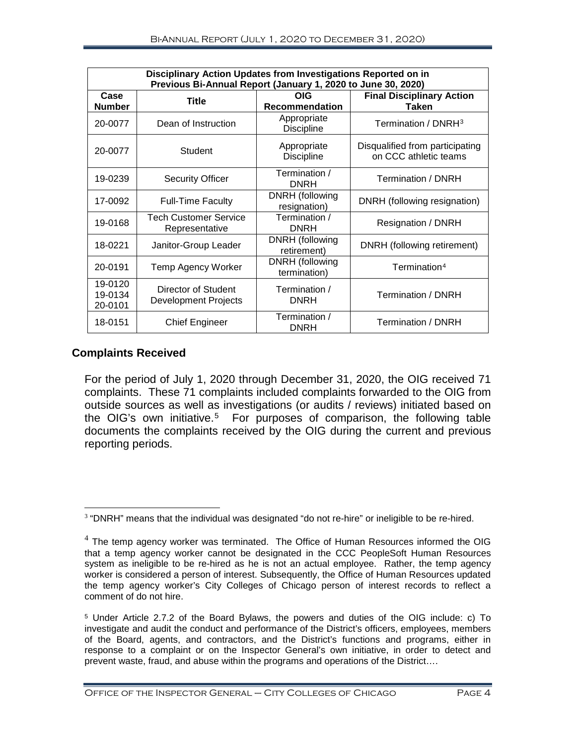| Disciplinary Action Updates from Investigations Reported on in Previous Bi-Annual Report (January 1, 2020 to June 30, 2020) | | | |
|---|---|---|---|
| **Case Number** | **Title** | **OIG Recommendation** | **Final Disciplinary Action Taken** |
| 20-0077 | Dean of Instruction | Appropriate Discipline | Termination / DNRH[3] |
| 20-0077 | Student | Appropriate Discipline | Disqualified from participating on CCC athletic teams |
| 19-0239 | Security Officer | Termination / DNRH | Termination / DNRH |
| 17-0092 | Full-Time Faculty | DNRH (following resignation) | DNRH (following resignation) |
| 19-0168 | Tech Customer Service Representative | Termination / DNRH | Resignation / DNRH |
| 18-0221 | Janitor-Group Leader | DNRH (following retirement) | DNRH (following retirement) |
| 20-0191 | Temp Agency Worker | DNRH (following termination) | Termination[4] |
| 19-0120 19-0134 20-0101 | Director of Student Development Projects | Termination / DNRH | Termination / DNRH |
| 18-0151 | Chief Engineer | Termination / DNRH | Termination / DNRH |

## Complaints Received

For the period of July 1, 2020 through December 31, 2020, the OIG received 71 complaints. These 71 complaints included complaints forwarded to the OIG from outside sources as well as investigations (or audits / reviews) initiated based on the OIG's own initiative.[5] For purposes of comparison, the following table documents the complaints received by the OIG during the current and previous reporting periods.

---

[3] "DNRH" means that the individual was designated "do not re-hire" or ineligible to be re-hired.

[4] The temp agency worker was terminated. The Office of Human Resources informed the OIG that a temp agency worker cannot be designated in the CCC PeopleSoft Human Resources system as ineligible to be re-hired as he is not an actual employee. Rather, the temp agency worker is considered a person of interest. Subsequently, the Office of Human Resources updated the temp agency worker's City Colleges of Chicago person of interest records to reflect a comment of do not hire.

[5] Under Article 2.7.2 of the Board Bylaws, the powers and duties of the OIG include: c) To investigate and audit the conduct and performance of the District's officers, employees, members of the Board, agents, and contractors, and the District's functions and programs, either in response to a complaint or on the Inspector General's own initiative, in order to detect and prevent waste, fraud, and abuse within the programs and operations of the District….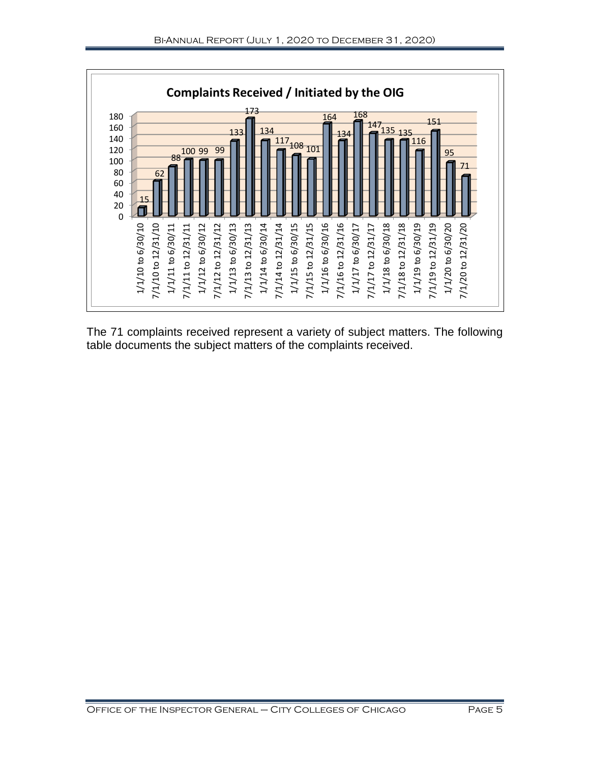**Complaints Received / Initiated by the OIG**

| Period | Complaints |
|---|---|
| 1/1/10 to 6/30/10 | 15 |
| 7/1/10 to 12/31/10 | 62 |
| 1/1/11 to 6/30/11 | 88 |
| 7/1/11 to 12/31/11 | 100 |
| 1/1/12 to 6/30/12 | 99 |
| 7/1/12 to 12/31/12 | 99 |
| 1/1/13 to 6/30/13 | 133 |
| 7/1/13 to 12/31/13 | 173 |
| 1/1/14 to 6/30/14 | 134 |
| 7/1/14 to 12/31/14 | 117 |
| 1/1/15 to 6/30/15 | 108 |
| 7/1/15 to 12/31/15 | 101 |
| 1/1/16 to 6/30/16 | 164 |
| 7/1/16 to 12/31/16 | 134 |
| 1/1/17 to 6/30/17 | 168 |
| 7/1/17 to 12/31/17 | 147 |
| 1/1/18 to 6/30/18 | 135 |
| 7/1/18 to 12/31/18 | 135 |
| 1/1/19 to 6/30/19 | 116 |
| 7/1/19 to 12/31/19 | 151 |
| 1/1/20 to 6/30/20 | 95 |
| 7/1/20 to 12/31/20 | 71 |

The 71 complaints received represent a variety of subject matters. The following table documents the subject matters of the complaints received.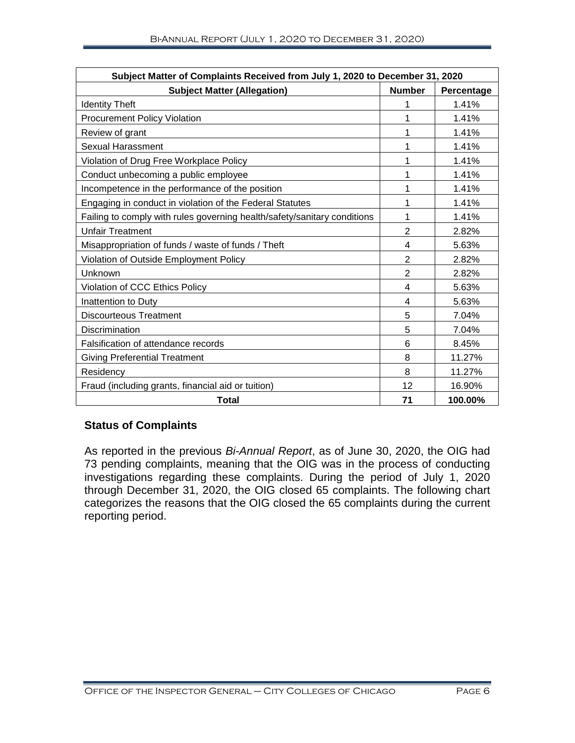| Subject Matter of Complaints Received from July 1, 2020 to December 31, 2020 | | |
|---|---|---|
| **Subject Matter (Allegation)** | **Number** | **Percentage** |
| Identity Theft | 1 | 1.41% |
| Procurement Policy Violation | 1 | 1.41% |
| Review of grant | 1 | 1.41% |
| Sexual Harassment | 1 | 1.41% |
| Violation of Drug Free Workplace Policy | 1 | 1.41% |
| Conduct unbecoming a public employee | 1 | 1.41% |
| Incompetence in the performance of the position | 1 | 1.41% |
| Engaging in conduct in violation of the Federal Statutes | 1 | 1.41% |
| Failing to comply with rules governing health/safety/sanitary conditions | 1 | 1.41% |
| Unfair Treatment | 2 | 2.82% |
| Misappropriation of funds / waste of funds / Theft | 4 | 5.63% |
| Violation of Outside Employment Policy | 2 | 2.82% |
| Unknown | 2 | 2.82% |
| Violation of CCC Ethics Policy | 4 | 5.63% |
| Inattention to Duty | 4 | 5.63% |
| Discourteous Treatment | 5 | 7.04% |
| Discrimination | 5 | 7.04% |
| Falsification of attendance records | 6 | 8.45% |
| Giving Preferential Treatment | 8 | 11.27% |
| Residency | 8 | 11.27% |
| Fraud (including grants, financial aid or tuition) | 12 | 16.90% |
| **Total** | **71** | **100.00%** |

## Status of Complaints

As reported in the previous *Bi-Annual Report*, as of June 30, 2020, the OIG had 73 pending complaints, meaning that the OIG was in the process of conducting investigations regarding these complaints. During the period of July 1, 2020 through December 31, 2020, the OIG closed 65 complaints. The following chart categorizes the reasons that the OIG closed the 65 complaints during the current reporting period.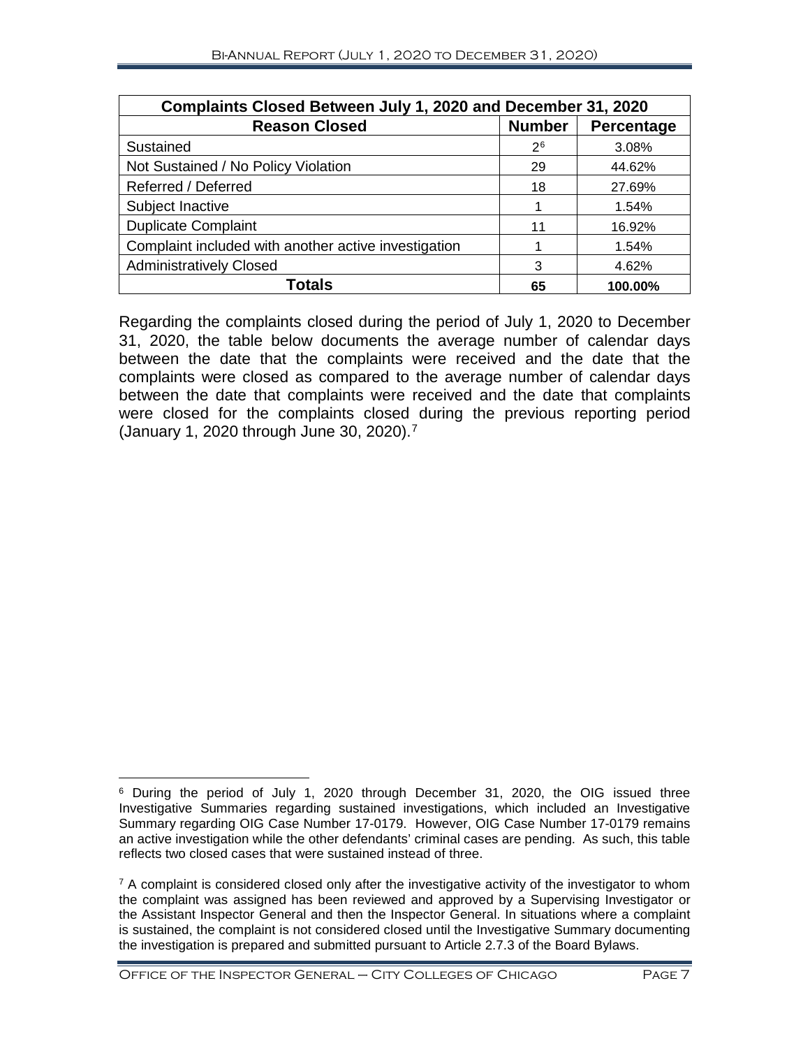| Complaints Closed Between July 1, 2020 and December 31, 2020 | | |
|---|---|---|
| **Reason Closed** | **Number** | **Percentage** |
| Sustained | 2[6] | 3.08% |
| Not Sustained / No Policy Violation | 29 | 44.62% |
| Referred / Deferred | 18 | 27.69% |
| Subject Inactive | 1 | 1.54% |
| Duplicate Complaint | 11 | 16.92% |
| Complaint included with another active investigation | 1 | 1.54% |
| Administratively Closed | 3 | 4.62% |
| **Totals** | **65** | **100.00%** |

Regarding the complaints closed during the period of July 1, 2020 to December 31, 2020, the table below documents the average number of calendar days between the date that the complaints were received and the date that the complaints were closed as compared to the average number of calendar days between the date that complaints were received and the date that complaints were closed for the complaints closed during the previous reporting period (January 1, 2020 through June 30, 2020).[7]

[6] During the period of July 1, 2020 through December 31, 2020, the OIG issued three Investigative Summaries regarding sustained investigations, which included an Investigative Summary regarding OIG Case Number 17-0179. However, OIG Case Number 17-0179 remains an active investigation while the other defendants' criminal cases are pending. As such, this table reflects two closed cases that were sustained instead of three.

[7] A complaint is considered closed only after the investigative activity of the investigator to whom the complaint was assigned has been reviewed and approved by a Supervising Investigator or the Assistant Inspector General and then the Inspector General. In situations where a complaint is sustained, the complaint is not considered closed until the Investigative Summary documenting the investigation is prepared and submitted pursuant to Article 2.7.3 of the Board Bylaws.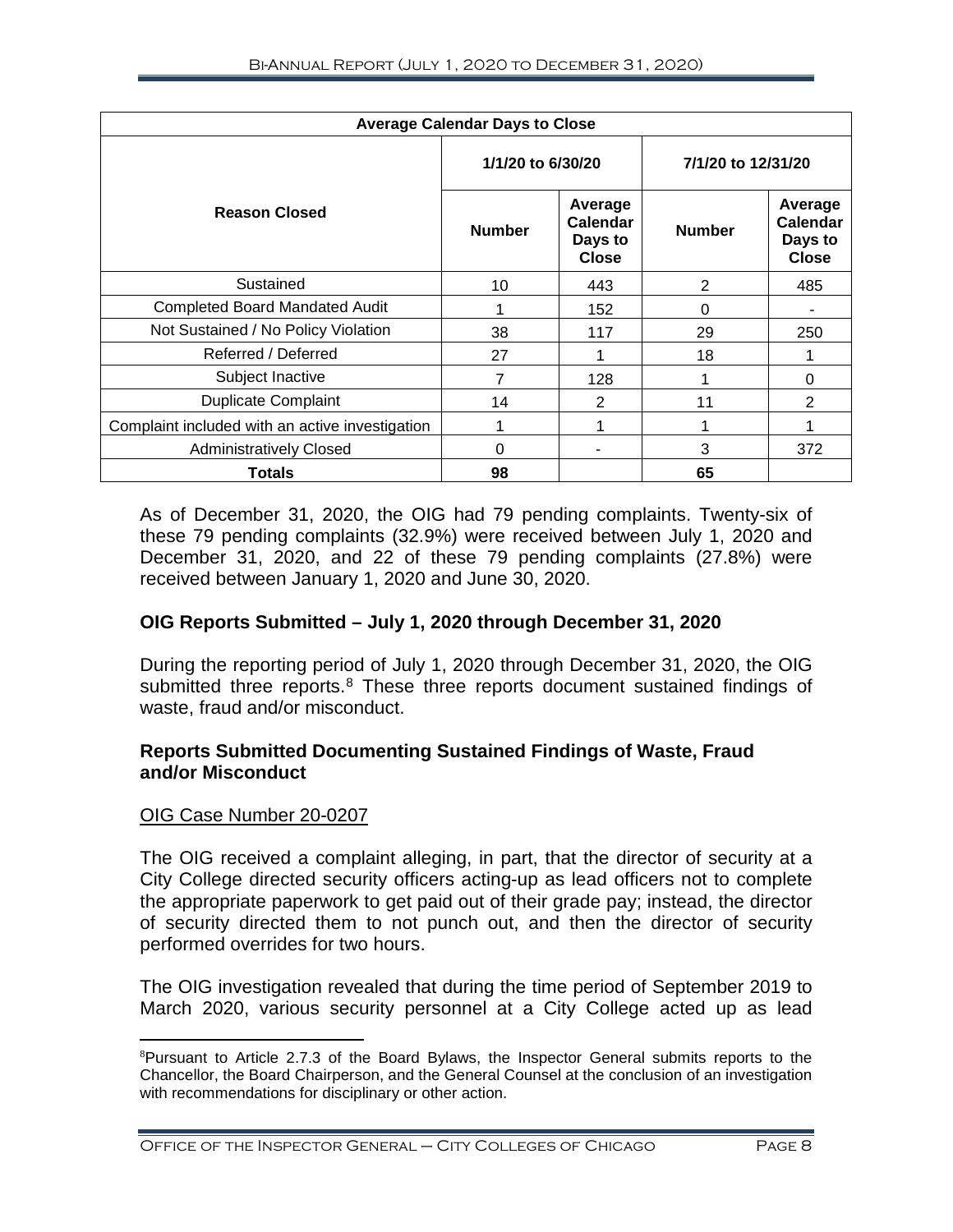| Average Calendar Days to Close | | | | |
|---|---|---|---|---|
| **Reason Closed** | **1/1/20 to 6/30/20** | | **7/1/20 to 12/31/20** | |
| | **Number** | **Average Calendar Days to Close** | **Number** | **Average Calendar Days to Close** |
| Sustained | 10 | 443 | 2 | 485 |
| Completed Board Mandated Audit | 1 | 152 | 0 | - |
| Not Sustained / No Policy Violation | 38 | 117 | 29 | 250 |
| Referred / Deferred | 27 | 1 | 18 | 1 |
| Subject Inactive | 7 | 128 | 1 | 0 |
| Duplicate Complaint | 14 | 2 | 11 | 2 |
| Complaint included with an active investigation | 1 | 1 | 1 | 1 |
| Administratively Closed | 0 | - | 3 | 372 |
| **Totals** | **98** | | **65** | |

As of December 31, 2020, the OIG had 79 pending complaints. Twenty-six of these 79 pending complaints (32.9%) were received between July 1, 2020 and December 31, 2020, and 22 of these 79 pending complaints (27.8%) were received between January 1, 2020 and June 30, 2020.

## OIG Reports Submitted – July 1, 2020 through December 31, 2020

During the reporting period of July 1, 2020 through December 31, 2020, the OIG submitted three reports.[8] These three reports document sustained findings of waste, fraud and/or misconduct.

## Reports Submitted Documenting Sustained Findings of Waste, Fraud and/or Misconduct

OIG Case Number 20-0207

The OIG received a complaint alleging, in part, that the director of security at a City College directed security officers acting-up as lead officers not to complete the appropriate paperwork to get paid out of their grade pay; instead, the director of security directed them to not punch out, and then the director of security performed overrides for two hours.

The OIG investigation revealed that during the time period of September 2019 to March 2020, various security personnel at a City College acted up as lead

[8] Pursuant to Article 2.7.3 of the Board Bylaws, the Inspector General submits reports to the Chancellor, the Board Chairperson, and the General Counsel at the conclusion of an investigation with recommendations for disciplinary or other action.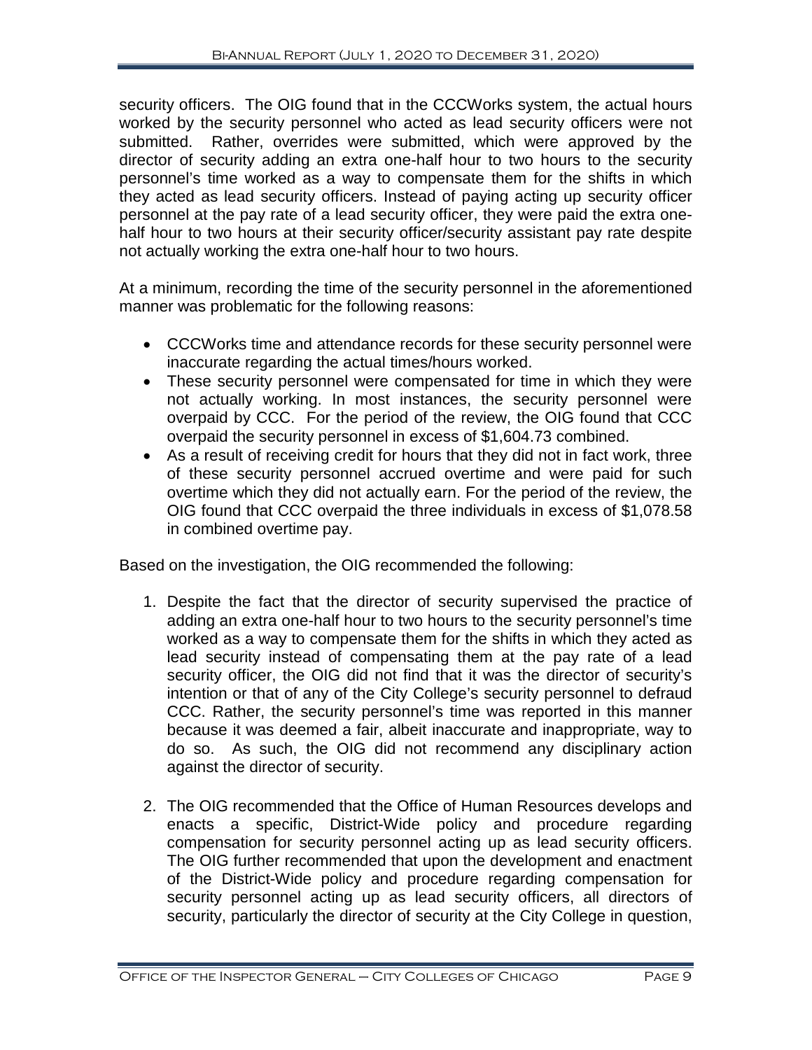security officers. The OIG found that in the CCCWorks system, the actual hours worked by the security personnel who acted as lead security officers were not submitted. Rather, overrides were submitted, which were approved by the director of security adding an extra one-half hour to two hours to the security personnel's time worked as a way to compensate them for the shifts in which they acted as lead security officers. Instead of paying acting up security officer personnel at the pay rate of a lead security officer, they were paid the extra one-half hour to two hours at their security officer/security assistant pay rate despite not actually working the extra one-half hour to two hours.

At a minimum, recording the time of the security personnel in the aforementioned manner was problematic for the following reasons:

- CCCWorks time and attendance records for these security personnel were inaccurate regarding the actual times/hours worked.
- These security personnel were compensated for time in which they were not actually working. In most instances, the security personnel were overpaid by CCC. For the period of the review, the OIG found that CCC overpaid the security personnel in excess of $1,604.73 combined.
- As a result of receiving credit for hours that they did not in fact work, three of these security personnel accrued overtime and were paid for such overtime which they did not actually earn. For the period of the review, the OIG found that CCC overpaid the three individuals in excess of $1,078.58 in combined overtime pay.

Based on the investigation, the OIG recommended the following:

1. Despite the fact that the director of security supervised the practice of adding an extra one-half hour to two hours to the security personnel's time worked as a way to compensate them for the shifts in which they acted as lead security instead of compensating them at the pay rate of a lead security officer, the OIG did not find that it was the director of security's intention or that of any of the City College's security personnel to defraud CCC. Rather, the security personnel's time was reported in this manner because it was deemed a fair, albeit inaccurate and inappropriate, way to do so. As such, the OIG did not recommend any disciplinary action against the director of security.

2. The OIG recommended that the Office of Human Resources develops and enacts a specific, District-Wide policy and procedure regarding compensation for security personnel acting up as lead security officers. The OIG further recommended that upon the development and enactment of the District-Wide policy and procedure regarding compensation for security personnel acting up as lead security officers, all directors of security, particularly the director of security at the City College in question,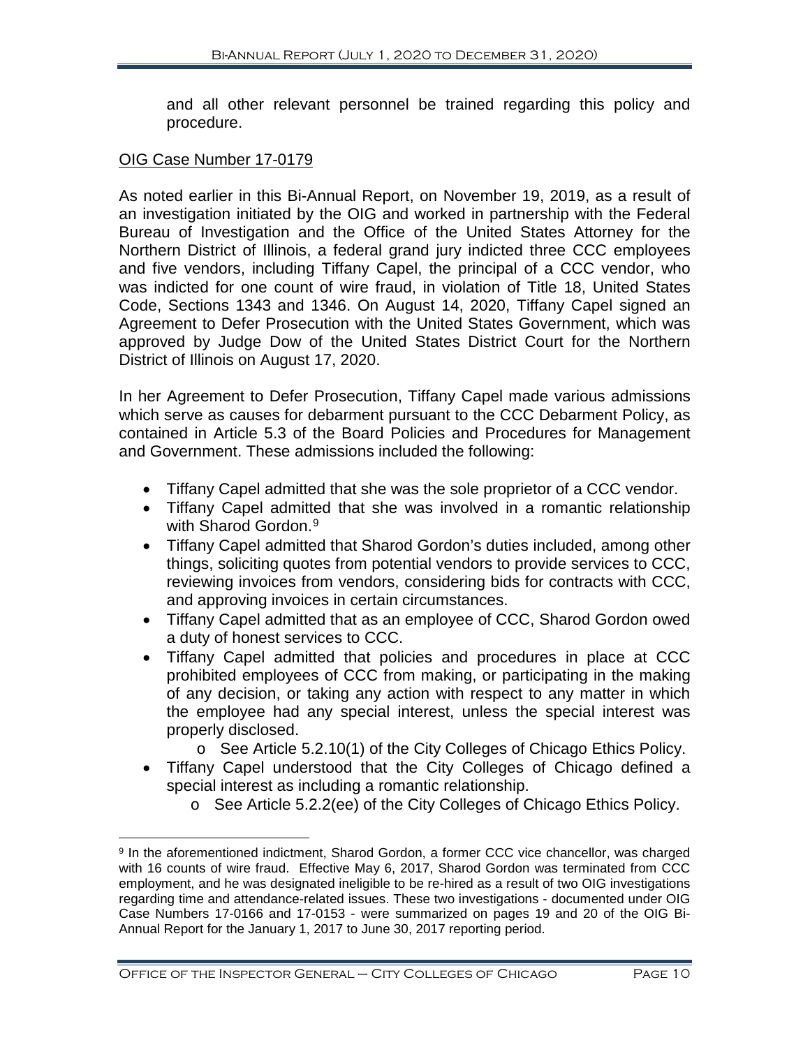and all other relevant personnel be trained regarding this policy and procedure.

OIG Case Number 17-0179

As noted earlier in this Bi-Annual Report, on November 19, 2019, as a result of an investigation initiated by the OIG and worked in partnership with the Federal Bureau of Investigation and the Office of the United States Attorney for the Northern District of Illinois, a federal grand jury indicted three CCC employees and five vendors, including Tiffany Capel, the principal of a CCC vendor, who was indicted for one count of wire fraud, in violation of Title 18, United States Code, Sections 1343 and 1346. On August 14, 2020, Tiffany Capel signed an Agreement to Defer Prosecution with the United States Government, which was approved by Judge Dow of the United States District Court for the Northern District of Illinois on August 17, 2020.

In her Agreement to Defer Prosecution, Tiffany Capel made various admissions which serve as causes for debarment pursuant to the CCC Debarment Policy, as contained in Article 5.3 of the Board Policies and Procedures for Management and Government. These admissions included the following:

- Tiffany Capel admitted that she was the sole proprietor of a CCC vendor.
- Tiffany Capel admitted that she was involved in a romantic relationship with Sharod Gordon.[9]
- Tiffany Capel admitted that Sharod Gordon's duties included, among other things, soliciting quotes from potential vendors to provide services to CCC, reviewing invoices from vendors, considering bids for contracts with CCC, and approving invoices in certain circumstances.
- Tiffany Capel admitted that as an employee of CCC, Sharod Gordon owed a duty of honest services to CCC.
- Tiffany Capel admitted that policies and procedures in place at CCC prohibited employees of CCC from making, or participating in the making of any decision, or taking any action with respect to any matter in which the employee had any special interest, unless the special interest was properly disclosed.
    - See Article 5.2.10(1) of the City Colleges of Chicago Ethics Policy.
- Tiffany Capel understood that the City Colleges of Chicago defined a special interest as including a romantic relationship.
    - See Article 5.2.2(ee) of the City Colleges of Chicago Ethics Policy.

[9] In the aforementioned indictment, Sharod Gordon, a former CCC vice chancellor, was charged with 16 counts of wire fraud. Effective May 6, 2017, Sharod Gordon was terminated from CCC employment, and he was designated ineligible to be re-hired as a result of two OIG investigations regarding time and attendance-related issues. These two investigations - documented under OIG Case Numbers 17-0166 and 17-0153 - were summarized on pages 19 and 20 of the OIG Bi-Annual Report for the January 1, 2017 to June 30, 2017 reporting period.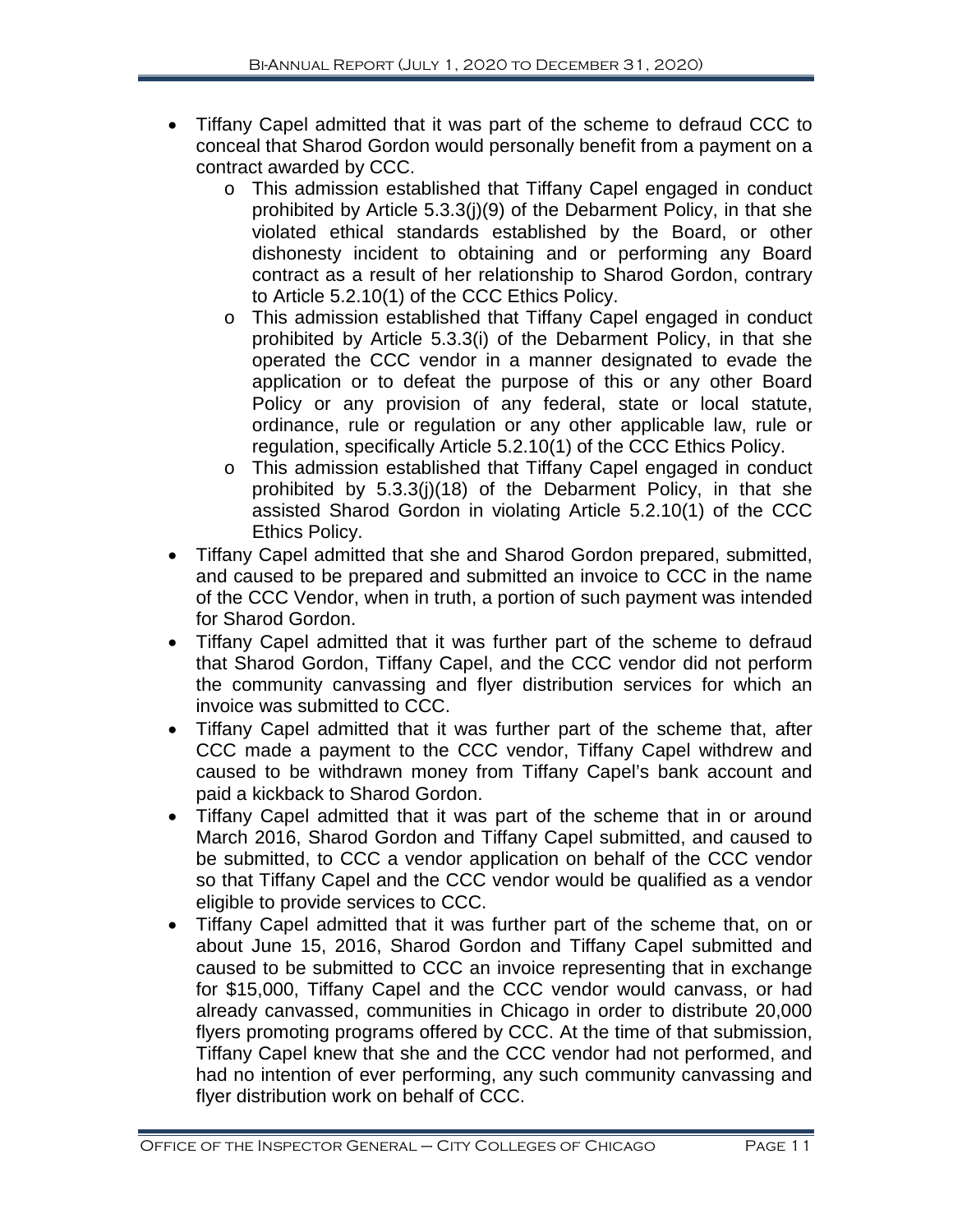- Tiffany Capel admitted that it was part of the scheme to defraud CCC to conceal that Sharod Gordon would personally benefit from a payment on a contract awarded by CCC.
  - This admission established that Tiffany Capel engaged in conduct prohibited by Article 5.3.3(j)(9) of the Debarment Policy, in that she violated ethical standards established by the Board, or other dishonesty incident to obtaining and or performing any Board contract as a result of her relationship to Sharod Gordon, contrary to Article 5.2.10(1) of the CCC Ethics Policy.
  - This admission established that Tiffany Capel engaged in conduct prohibited by Article 5.3.3(i) of the Debarment Policy, in that she operated the CCC vendor in a manner designated to evade the application or to defeat the purpose of this or any other Board Policy or any provision of any federal, state or local statute, ordinance, rule or regulation or any other applicable law, rule or regulation, specifically Article 5.2.10(1) of the CCC Ethics Policy.
  - This admission established that Tiffany Capel engaged in conduct prohibited by 5.3.3(j)(18) of the Debarment Policy, in that she assisted Sharod Gordon in violating Article 5.2.10(1) of the CCC Ethics Policy.
- Tiffany Capel admitted that she and Sharod Gordon prepared, submitted, and caused to be prepared and submitted an invoice to CCC in the name of the CCC Vendor, when in truth, a portion of such payment was intended for Sharod Gordon.
- Tiffany Capel admitted that it was further part of the scheme to defraud that Sharod Gordon, Tiffany Capel, and the CCC vendor did not perform the community canvassing and flyer distribution services for which an invoice was submitted to CCC.
- Tiffany Capel admitted that it was further part of the scheme that, after CCC made a payment to the CCC vendor, Tiffany Capel withdrew and caused to be withdrawn money from Tiffany Capel's bank account and paid a kickback to Sharod Gordon.
- Tiffany Capel admitted that it was part of the scheme that in or around March 2016, Sharod Gordon and Tiffany Capel submitted, and caused to be submitted, to CCC a vendor application on behalf of the CCC vendor so that Tiffany Capel and the CCC vendor would be qualified as a vendor eligible to provide services to CCC.
- Tiffany Capel admitted that it was further part of the scheme that, on or about June 15, 2016, Sharod Gordon and Tiffany Capel submitted and caused to be submitted to CCC an invoice representing that in exchange for $15,000, Tiffany Capel and the CCC vendor would canvass, or had already canvassed, communities in Chicago in order to distribute 20,000 flyers promoting programs offered by CCC. At the time of that submission, Tiffany Capel knew that she and the CCC vendor had not performed, and had no intention of ever performing, any such community canvassing and flyer distribution work on behalf of CCC.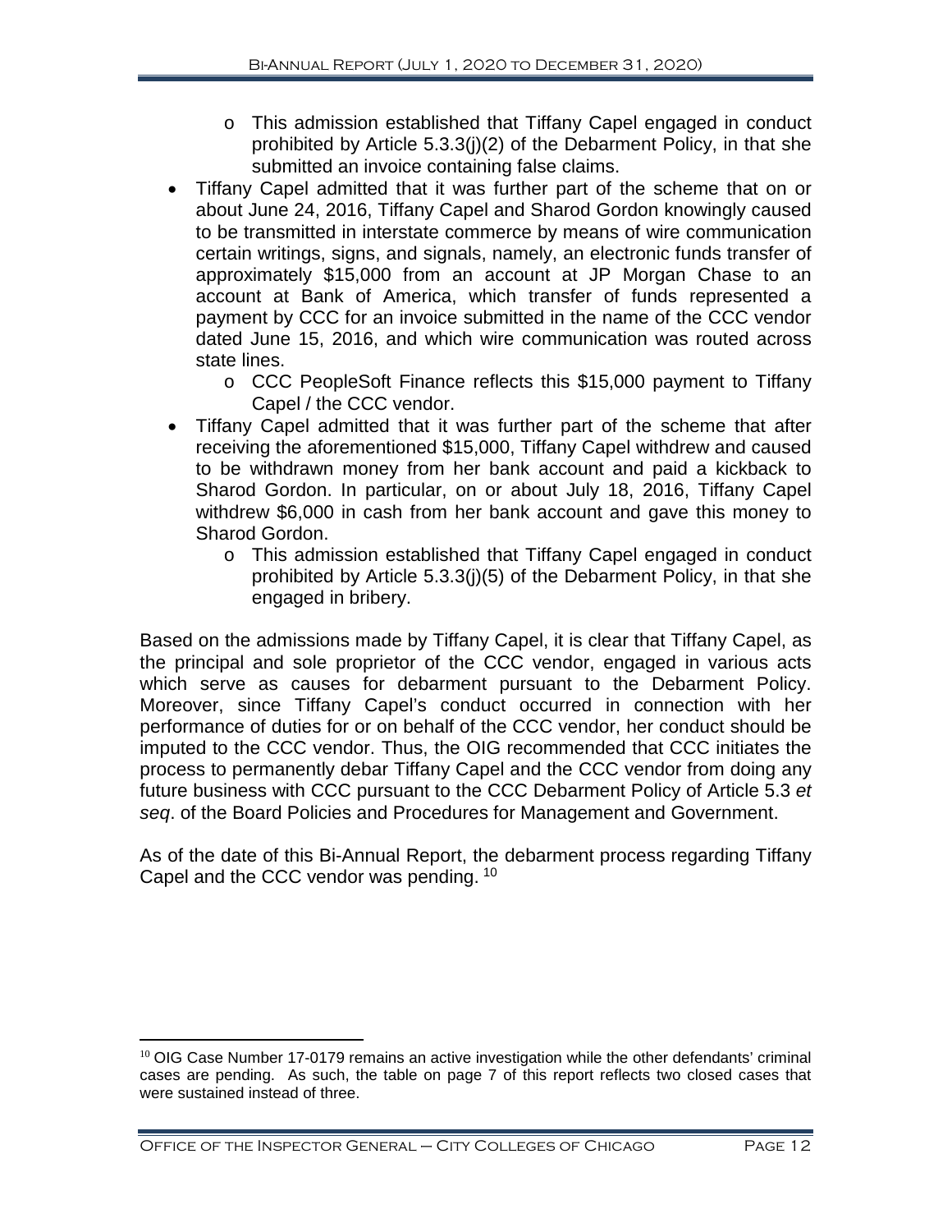- This admission established that Tiffany Capel engaged in conduct prohibited by Article 5.3.3(j)(2) of the Debarment Policy, in that she submitted an invoice containing false claims.
- Tiffany Capel admitted that it was further part of the scheme that on or about June 24, 2016, Tiffany Capel and Sharod Gordon knowingly caused to be transmitted in interstate commerce by means of wire communication certain writings, signs, and signals, namely, an electronic funds transfer of approximately $15,000 from an account at JP Morgan Chase to an account at Bank of America, which transfer of funds represented a payment by CCC for an invoice submitted in the name of the CCC vendor dated June 15, 2016, and which wire communication was routed across state lines.
  - CCC PeopleSoft Finance reflects this $15,000 payment to Tiffany Capel / the CCC vendor.
- Tiffany Capel admitted that it was further part of the scheme that after receiving the aforementioned $15,000, Tiffany Capel withdrew and caused to be withdrawn money from her bank account and paid a kickback to Sharod Gordon. In particular, on or about July 18, 2016, Tiffany Capel withdrew $6,000 in cash from her bank account and gave this money to Sharod Gordon.
  - This admission established that Tiffany Capel engaged in conduct prohibited by Article 5.3.3(j)(5) of the Debarment Policy, in that she engaged in bribery.

Based on the admissions made by Tiffany Capel, it is clear that Tiffany Capel, as the principal and sole proprietor of the CCC vendor, engaged in various acts which serve as causes for debarment pursuant to the Debarment Policy. Moreover, since Tiffany Capel's conduct occurred in connection with her performance of duties for or on behalf of the CCC vendor, her conduct should be imputed to the CCC vendor. Thus, the OIG recommended that CCC initiates the process to permanently debar Tiffany Capel and the CCC vendor from doing any future business with CCC pursuant to the CCC Debarment Policy of Article 5.3 *et seq*. of the Board Policies and Procedures for Management and Government.

As of the date of this Bi-Annual Report, the debarment process regarding Tiffany Capel and the CCC vendor was pending. [10]

[10] OIG Case Number 17-0179 remains an active investigation while the other defendants' criminal cases are pending. As such, the table on page 7 of this report reflects two closed cases that were sustained instead of three.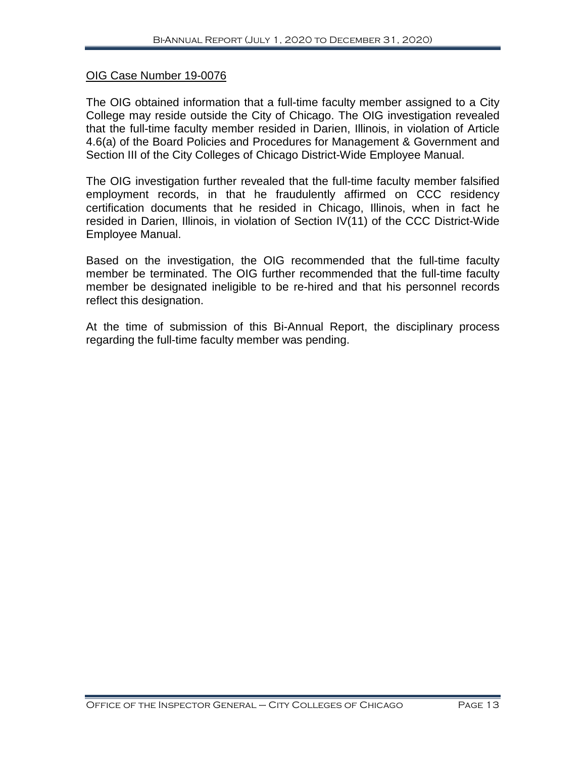OIG Case Number 19-0076

The OIG obtained information that a full-time faculty member assigned to a City College may reside outside the City of Chicago. The OIG investigation revealed that the full-time faculty member resided in Darien, Illinois, in violation of Article 4.6(a) of the Board Policies and Procedures for Management & Government and Section III of the City Colleges of Chicago District-Wide Employee Manual.

The OIG investigation further revealed that the full-time faculty member falsified employment records, in that he fraudulently affirmed on CCC residency certification documents that he resided in Chicago, Illinois, when in fact he resided in Darien, Illinois, in violation of Section IV(11) of the CCC District-Wide Employee Manual.

Based on the investigation, the OIG recommended that the full-time faculty member be terminated. The OIG further recommended that the full-time faculty member be designated ineligible to be re-hired and that his personnel records reflect this designation.

At the time of submission of this Bi-Annual Report, the disciplinary process regarding the full-time faculty member was pending.